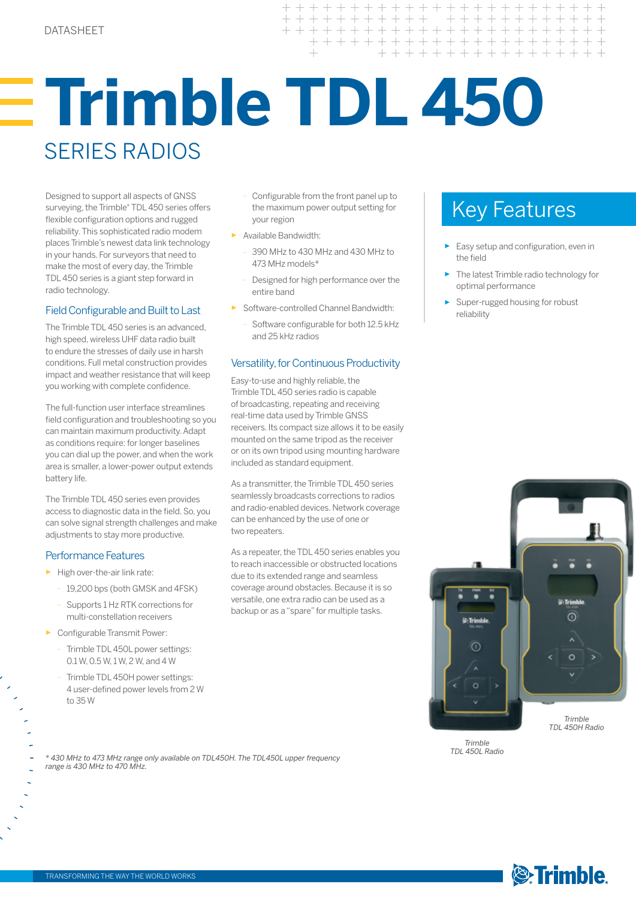DATASHEET

# Trimble TDL 450

## SERIES RADIOS

Designed to support all aspects of GNSS surveying, the Trimble® TDL 450 series offers flexible configuration options and rugged reliability. This sophisticated radio modem places Trimble's newest data link technology in your hands. For surveyors that need to make the most of every day, the Trimble TDL 450 series is a giant step forward in radio technology.

### Field Configurable and Built to Last

The Trimble TDL 450 series is an advanced, high speed, wireless UHF data radio built to endure the stresses of daily use in harsh conditions. Full metal construction provides impact and weather resistance that will keep you working with complete confidence.

The full-function user interface streamlines field configuration and troubleshooting so you can maintain maximum productivity. Adapt as conditions require: for longer baselines you can dial up the power, and when the work area is smaller, a lower-power output extends battery life.

The Trimble TDL 450 series even provides access to diagnostic data in the field. So, you can solve signal strength challenges and make adjustments to stay more productive.

### Performance Features

- High over-the-air link rate:
  - 19,200 bps (both GMSK and 4FSK)
  - Supports 1 Hz RTK corrections for multi-constellation receivers
- Configurable Transmit Power:
  - Trimble TDL 450L power settings: 0.1 W, 0.5 W, 1 W, 2 W, and 4 W
  - Trimble TDL 450H power settings: 4 user-defined power levels from 2 W to 35 W
  - Configurable from the front panel up to the maximum power output setting for your region
- Available Bandwidth:
  - 390 MHz to 430 MHz and 430 MHz to 473 MHz models*
  - Designed for high performance over the entire band
- Software-controlled Channel Bandwidth:
  - Software configurable for both 12.5 kHz and 25 kHz radios

### Versatility, for Continuous Productivity

Easy-to-use and highly reliable, the Trimble TDL 450 series radio is capable of broadcasting, repeating and receiving real-time data used by Trimble GNSS receivers. Its compact size allows it to be easily mounted on the same tripod as the receiver or on its own tripod using mounting hardware included as standard equipment.

As a transmitter, the Trimble TDL 450 series seamlessly broadcasts corrections to radios and radio-enabled devices. Network coverage can be enhanced by the use of one or two repeaters.

As a repeater, the TDL 450 series enables you to reach inaccessible or obstructed locations due to its extended range and seamless coverage around obstacles. Because it is so versatile, one extra radio can be used as a backup or as a "spare" for multiple tasks.

## Key Features

- Easy setup and configuration, even in the field
- The latest Trimble radio technology for optimal performance
- Super-rugged housing for robust reliability

*Trimble TDL 450H Radio*

*Trimble TDL 450L Radio*

*\* 430 MHz to 473 MHz range only available on TDL450H. The TDL450L upper frequency range is 430 MHz to 470 MHz.*

TRANSFORMING THE WAY THE WORLD WORKS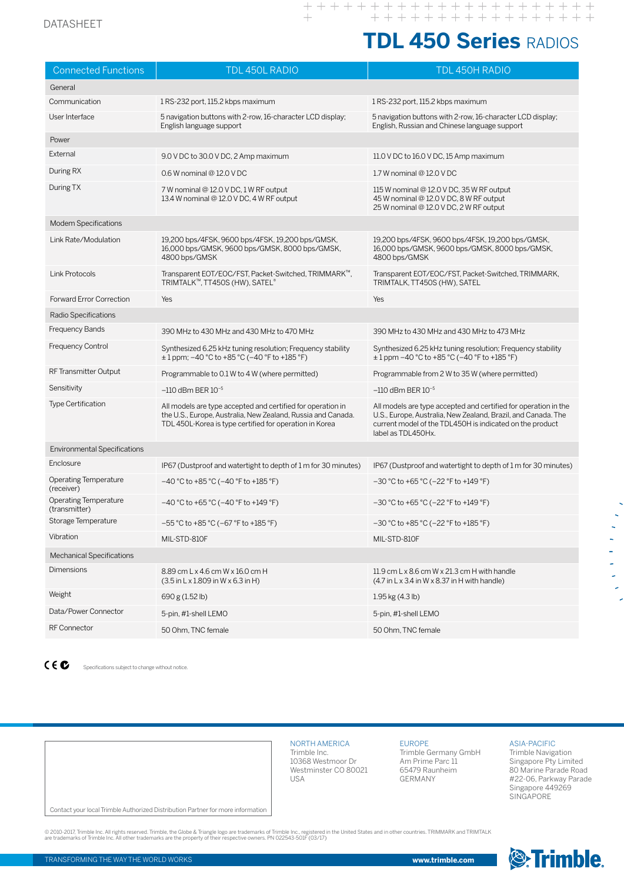DATASHEET

# TDL 450 Series RADIOS

| Connected Functions | TDL 450L RADIO | TDL 450H RADIO |
|---|---|---|
| **General** | | |
| Communication | 1 RS-232 port, 115.2 kbps maximum | 1 RS-232 port, 115.2 kbps maximum |
| User Interface | 5 navigation buttons with 2-row, 16-character LCD display; English language support | 5 navigation buttons with 2-row, 16-character LCD display; English, Russian and Chinese language support |
| **Power** | | |
| External | 9.0 V DC to 30.0 V DC, 2 Amp maximum | 11.0 V DC to 16.0 V DC, 15 Amp maximum |
| During RX | 0.6 W nominal @ 12.0 V DC | 1.7 W nominal @ 12.0 V DC |
| During TX | 7 W nominal @ 12.0 V DC, 1 W RF output<br>13.4 W nominal @ 12.0 V DC, 4 W RF output | 115 W nominal @ 12.0 V DC, 35 W RF output<br>45 W nominal @ 12.0 V DC, 8 W RF output<br>25 W nominal @ 12.0 V DC, 2 W RF output |
| **Modem Specifications** | | |
| Link Rate/Modulation | 19,200 bps/4FSK, 9600 bps/4FSK, 19,200 bps/GMSK, 16,000 bps/GMSK, 9600 bps/GMSK, 8000 bps/GMSK, 4800 bps/GMSK | 19,200 bps/4FSK, 9600 bps/4FSK, 19,200 bps/GMSK, 16,000 bps/GMSK, 9600 bps/GMSK, 8000 bps/GMSK, 4800 bps/GMSK |
| Link Protocols | Transparent EOT/EOC/FST, Packet-Switched, TRIMMARK™, TRIMTALK™, TT450S (HW), SATEL® | Transparent EOT/EOC/FST, Packet-Switched, TRIMMARK, TRIMTALK, TT450S (HW), SATEL |
| Forward Error Correction | Yes | Yes |
| **Radio Specifications** | | |
| Frequency Bands | 390 MHz to 430 MHz and 430 MHz to 470 MHz | 390 MHz to 430 MHz and 430 MHz to 473 MHz |
| Frequency Control | Synthesized 6.25 kHz tuning resolution; Frequency stability ±1 ppm; –40 °C to +85 °C (–40 °F to +185 °F) | Synthesized 6.25 kHz tuning resolution; Frequency stability ±1 ppm –40 °C to +85 °C (–40 °F to +185 °F) |
| RF Transmitter Output | Programmable to 0.1 W to 4 W (where permitted) | Programmable from 2 W to 35 W (where permitted) |
| Sensitivity | –110 dBm BER $10^{-5}$ | –110 dBm BER $10^{-5}$ |
| Type Certification | All models are type accepted and certified for operation in the U.S., Europe, Australia, New Zealand, Russia and Canada. TDL 450L-Korea is type certified for operation in Korea | All models are type accepted and certified for operation in the U.S., Europe, Australia, New Zealand, Brazil, and Canada. The current model of the TDL450H is indicated on the product label as TDL450Hx. |
| **Environmental Specifications** | | |
| Enclosure | IP67 (Dustproof and watertight to depth of 1 m for 30 minutes) | IP67 (Dustproof and watertight to depth of 1 m for 30 minutes) |
| Operating Temperature (receiver) | –40 °C to +85 °C (–40 °F to +185 °F) | –30 °C to +65 °C (–22 °F to +149 °F) |
| Operating Temperature (transmitter) | –40 °C to +65 °C (–40 °F to +149 °F) | –30 °C to +65 °C (–22 °F to +149 °F) |
| Storage Temperature | –55 °C to +85 °C (–67 °F to +185 °F) | –30 °C to +85 °C (–22 °F to +185 °F) |
| Vibration | MIL-STD-810F | MIL-STD-810F |
| **Mechanical Specifications** | | |
| Dimensions | 8.89 cm L x 4.6 cm W x 16.0 cm H<br>(3.5 in L x 1.809 in W x 6.3 in H) | 11.9 cm L x 8.6 cm W x 21.3 cm H with handle<br>(4.7 in L x 3.4 in W x 8.37 in H with handle) |
| Weight | 690 g (1.52 lb) | 1.95 kg (4.3 lb) |
| Data/Power Connector | 5-pin, #1-shell LEMO | 5-pin, #1-shell LEMO |
| RF Connector | 50 Ohm, TNC female | 50 Ohm, TNC female |

Specifications subject to change without notice.

Contact your local Trimble Authorized Distribution Partner for more information

NORTH AMERICA
Trimble Inc.
10368 Westmoor Dr
Westminster CO 80021
USA

EUROPE
Trimble Germany GmbH
Am Prime Parc 11
65479 Raunheim
GERMANY

ASIA-PACIFIC
Trimble Navigation
Singapore Pty Limited
80 Marine Parade Road
#22-06, Parkway Parade
Singapore 449269
SINGAPORE

© 2010-2017, Trimble Inc. All rights reserved. Trimble, the Globe & Triangle logo are trademarks of Trimble Inc., registered in the United States and in other countries. TRIMMARK and TRIMTALK are trademarks of Trimble Inc. All other trademarks are the property of their respective owners. PN 022543-501F (03/17)

TRANSFORMING THE WAY THE WORLD WORKS

www.trimble.com